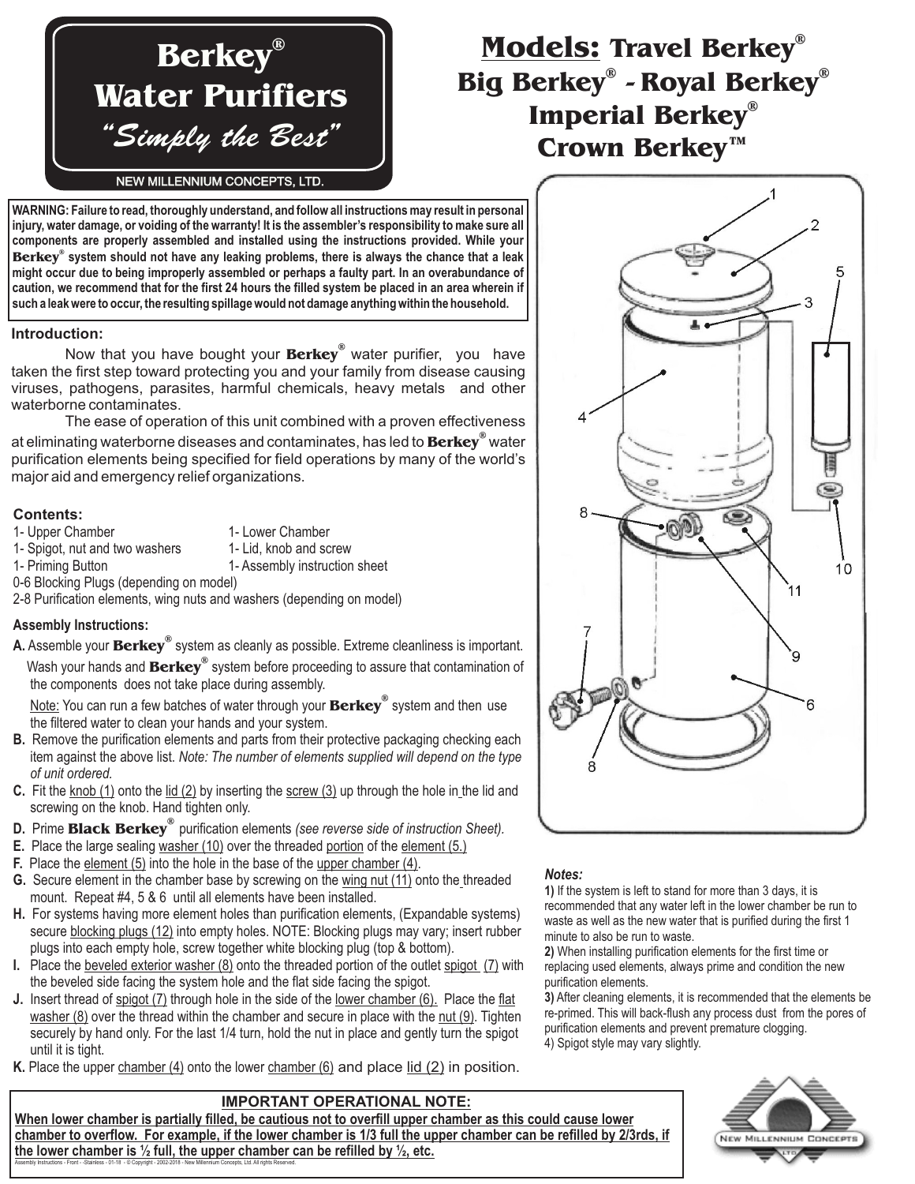# Berkey® Water Purifiers

*"Simply the Best"*

NEW MILLENNIUM CONCEPTS, LTD.

## Models: Travel Berkey®
## Big Berkey® - Royal Berkey®
## Imperial Berkey®
## Crown Berkey™

**WARNING: Failure to read, thoroughly understand, and follow all instructions may result in personal injury, water damage, or voiding of the warranty! It is the assembler's responsibility to make sure all components are properly assembled and installed using the instructions provided. While your Berkey® system should not have any leaking problems, there is always the chance that a leak might occur due to being improperly assembled or perhaps a faulty part. In an overabundance of caution, we recommend that for the first 24 hours the filled system be placed in an area wherein if such a leak were to occur, the resulting spillage would not damage anything within the household.**

### Introduction:

Now that you have bought your **Berkey®** water purifier, you have taken the first step toward protecting you and your family from disease causing viruses, pathogens, parasites, harmful chemicals, heavy metals and other waterborne contaminates.

The ease of operation of this unit combined with a proven effectiveness at eliminating waterborne diseases and contaminates, has led to **Berkey®** water purification elements being specified for field operations by many of the world's major aid and emergency relief organizations.

### Contents:

- 1- Upper Chamber
- 1- Lower Chamber
- 1- Spigot, nut and two washers
- 1- Lid, knob and screw
- 1- Priming Button
- 1- Assembly instruction sheet
- 0-6 Blocking Plugs (depending on model)
- 2-8 Purification elements, wing nuts and washers (depending on model)

### Assembly Instructions:

**A.** Assemble your **Berkey®** system as cleanly as possible. Extreme cleanliness is important. Wash your hands and **Berkey®** system before proceeding to assure that contamination of the components does not take place during assembly.

Note: You can run a few batches of water through your **Berkey®** system and then use the filtered water to clean your hands and your system.

**B.** Remove the purification elements and parts from their protective packaging checking each item against the above list. *Note: The number of elements supplied will depend on the type of unit ordered.*

**C.** Fit the knob (1) onto the lid (2) by inserting the screw (3) up through the hole in the lid and screwing on the knob. Hand tighten only.

**D.** Prime **Black Berkey®** purification elements *(see reverse side of instruction Sheet).*

**E.** Place the large sealing washer (10) over the threaded portion of the element (5.)

**F.** Place the element (5) into the hole in the base of the upper chamber (4).

**G.** Secure element in the chamber base by screwing on the wing nut (11) onto the threaded mount. Repeat #4, 5 & 6 until all elements have been installed.

**H.** For systems having more element holes than purification elements, (Expandable systems) secure blocking plugs (12) into empty holes. NOTE: Blocking plugs may vary; insert rubber plugs into each empty hole, screw together white blocking plug (top & bottom).

**I.** Place the beveled exterior washer (8) onto the threaded portion of the outlet spigot (7) with the beveled side facing the system hole and the flat side facing the spigot.

**J.** Insert thread of spigot (7) through hole in the side of the lower chamber (6). Place the flat washer (8) over the thread within the chamber and secure in place with the nut (9). Tighten securely by hand only. For the last 1/4 turn, hold the nut in place and gently turn the spigot until it is tight.

**K.** Place the upper chamber (4) onto the lower chamber (6) and place lid (2) in position.

### *Notes:*

**1)** If the system is left to stand for more than 3 days, it is recommended that any water left in the lower chamber be run to waste as well as the new water that is purified during the first 1 minute to also be run to waste.

**2)** When installing purification elements for the first time or replacing used elements, always prime and condition the new purification elements.

**3)** After cleaning elements, it is recommended that the elements be re-primed. This will back-flush any process dust from the pores of purification elements and prevent premature clogging.

4) Spigot style may vary slightly.

### IMPORTANT OPERATIONAL NOTE:

**When lower chamber is partially filled, be cautious not to overfill upper chamber as this could cause lower chamber to overflow. For example, if the lower chamber is 1/3 full the upper chamber can be refilled by 2/3rds, if the lower chamber is ½ full, the upper chamber can be refilled by ½, etc.**

Assembly Instructions - Front - -Stainless - 01-18 - © Copyright - 2002-2018 - New Millennium Concepts, Ltd. All rights Reserved.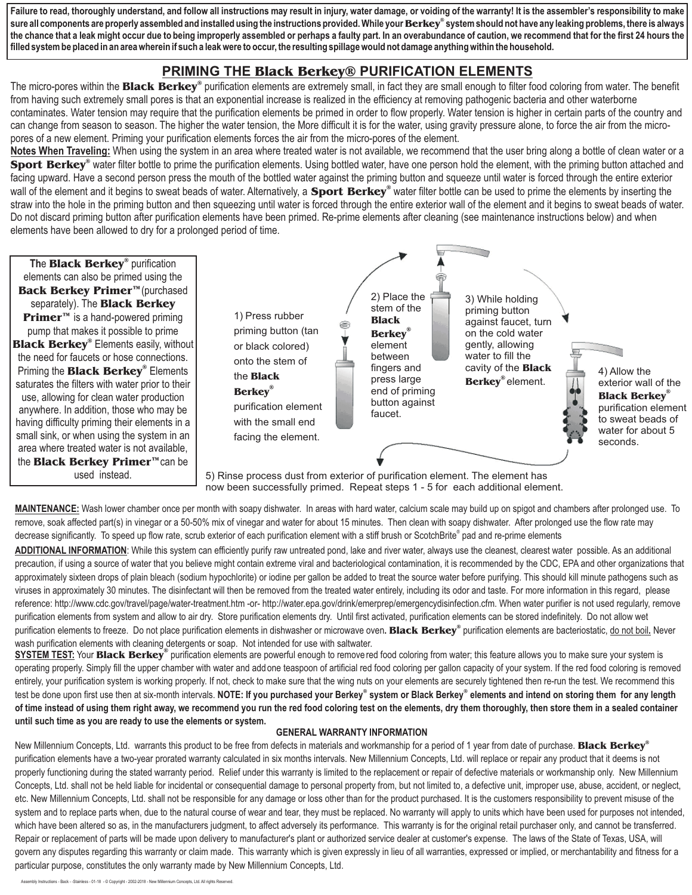**Failure to read, thoroughly understand, and follow all instructions may result in injury, water damage, or voiding of the warranty! It is the assembler's responsibility to make sure all components are properly assembled and installed using the instructions provided. While your Berkey® system should not have any leaking problems, there is always the chance that a leak might occur due to being improperly assembled or perhaps a faulty part. In an overabundance of caution, we recommend that for the first 24 hours the filled system be placed in an area wherein if such a leak were to occur, the resulting spillage would not damage anything within the household.**

## PRIMING THE Black Berkey® PURIFICATION ELEMENTS

The micro-pores within the **Black Berkey®** purification elements are extremely small, in fact they are small enough to filter food coloring from water. The benefit from having such extremely small pores is that an exponential increase is realized in the efficiency at removing pathogenic bacteria and other waterborne contaminates. Water tension may require that the purification elements be primed in order to flow properly. Water tension is higher in certain parts of the country and can change from season to season. The higher the water tension, the More difficult it is for the water, using gravity pressure alone, to force the air from the micro-pores of a new element. Priming your purification elements forces the air from the micro-pores of the element.

**Notes When Traveling:** When using the system in an area where treated water is not available, we recommend that the user bring along a bottle of clean water or a **Sport Berkey®** water filter bottle to prime the purification elements. Using bottled water, have one person hold the element, with the priming button attached and facing upward. Have a second person press the mouth of the bottled water against the priming button and squeeze until water is forced through the entire exterior wall of the element and it begins to sweat beads of water. Alternatively, a **Sport Berkey®** water filter bottle can be used to prime the elements by inserting the straw into the hole in the priming button and then squeezing until water is forced through the entire exterior wall of the element and it begins to sweat beads of water. Do not discard priming button after purification elements have been primed. Re-prime elements after cleaning (see maintenance instructions below) and when elements have been allowed to dry for a prolonged period of time.

The **Black Berkey®** purification elements can also be primed using the **Back Berkey Primer™** (purchased separately). The **Black Berkey Primer™** is a hand-powered priming pump that makes it possible to prime **Black Berkey®** Elements easily, without the need for faucets or hose connections. Priming the **Black Berkey®** Elements saturates the filters with water prior to their use, allowing for clean water production anywhere. In addition, those who may be having difficulty priming their elements in a small sink, or when using the system in an area where treated water is not available, the **Black Berkey Primer™** can be used instead.

1) Press rubber priming button (tan or black colored) onto the stem of the **Black Berkey®** purification element with the small end facing the element.

2) Place the stem of the **Black Berkey®** element between fingers and press large end of priming button against faucet.

3) While holding priming button against faucet, turn on the cold water gently, allowing water to fill the cavity of the **Black Berkey®** element.

4) Allow the exterior wall of the **Black Berkey®** purification element to sweat beads of water for about 5 seconds.

5) Rinse process dust from exterior of purification element. The element has now been successfully primed. Repeat steps 1 - 5 for each additional element.

**MAINTENANCE:** Wash lower chamber once per month with soapy dishwater. In areas with hard water, calcium scale may build up on spigot and chambers after prolonged use. To remove, soak affected part(s) in vinegar or a 50-50% mix of vinegar and water for about 15 minutes. Then clean with soapy dishwater. After prolonged use the flow rate may decrease significantly. To speed up flow rate, scrub exterior of each purification element with a stiff brush or ScotchBrite® pad and re-prime elements

**ADDITIONAL INFORMATION**: While this system can efficiently purify raw untreated pond, lake and river water, always use the cleanest, clearest water possible. As an additional precaution, if using a source of water that you believe might contain extreme viral and bacteriological contamination, it is recommended by the CDC, EPA and other organizations that approximately sixteen drops of plain bleach (sodium hypochlorite) or iodine per gallon be added to treat the source water before purifying. This should kill minute pathogens such as viruses in approximately 30 minutes. The disinfectant will then be removed from the treated water entirely, including its odor and taste. For more information in this regard, please reference: http://www.cdc.gov/travel/page/water-treatment.htm -or- http://water.epa.gov/drink/emerprep/emergencydisinfection.cfm. When water purifier is not used regularly, remove purification elements from system and allow to air dry. Store purification elements dry. Until first activated, purification elements can be stored indefinitely. Do not allow wet purification elements to freeze. Do not place purification elements in dishwasher or microwave oven. **Black Berkey®** purification elements are bacteriostatic, do not boil. Never wash purification elements with cleaning detergents or soap. Not intended for use with saltwater.

**SYSTEM TEST:** Your **Black Berkey®** purification elements are powerful enough to remove red food coloring from water; this feature allows you to make sure your system is operating properly. Simply fill the upper chamber with water and add one teaspoon of artificial red food coloring per gallon capacity of your system. If the red food coloring is removed entirely, your purification system is working properly. If not, check to make sure that the wing nuts on your elements are securely tightened then re-run the test. We recommend this test be done upon first use then at six-month intervals. **NOTE: If you purchased your Berkey® system or Black Berkey® elements and intend on storing them for any length of time instead of using them right away, we recommend you run the red food coloring test on the elements, dry them thoroughly, then store them in a sealed container until such time as you are ready to use the elements or system.**

### GENERAL WARRANTY INFORMATION

New Millennium Concepts, Ltd. warrants this product to be free from defects in materials and workmanship for a period of 1 year from date of purchase. **Black Berkey®** purification elements have a two-year prorated warranty calculated in six months intervals. New Millennium Concepts, Ltd. will replace or repair any product that it deems is not properly functioning during the stated warranty period. Relief under this warranty is limited to the replacement or repair of defective materials or workmanship only. New Millennium Concepts, Ltd. shall not be held liable for incidental or consequential damage to personal property from, but not limited to, a defective unit, improper use, abuse, accident, or neglect, etc. New Millennium Concepts, Ltd. shall not be responsible for any damage or loss other than for the product purchased. It is the customers responsibility to prevent misuse of the system and to replace parts when, due to the natural course of wear and tear, they must be replaced. No warranty will apply to units which have been used for purposes not intended, which have been altered so as, in the manufacturers judgment, to affect adversely its performance. This warranty is for the original retail purchaser only, and cannot be transferred. Repair or replacement of parts will be made upon delivery to manufacturer's plant or authorized service dealer at customer's expense. The laws of the State of Texas, USA, will govern any disputes regarding this warranty or claim made. This warranty which is given expressly in lieu of all warranties, expressed or implied, or merchantability and fitness for a particular purpose, constitutes the only warranty made by New Millennium Concepts, Ltd.

Assembly Instructions - Back - -Stainless - 01-18 - © Copyright - 2002-2018 - New Millennium Concepts, Ltd. All rights Reserved.